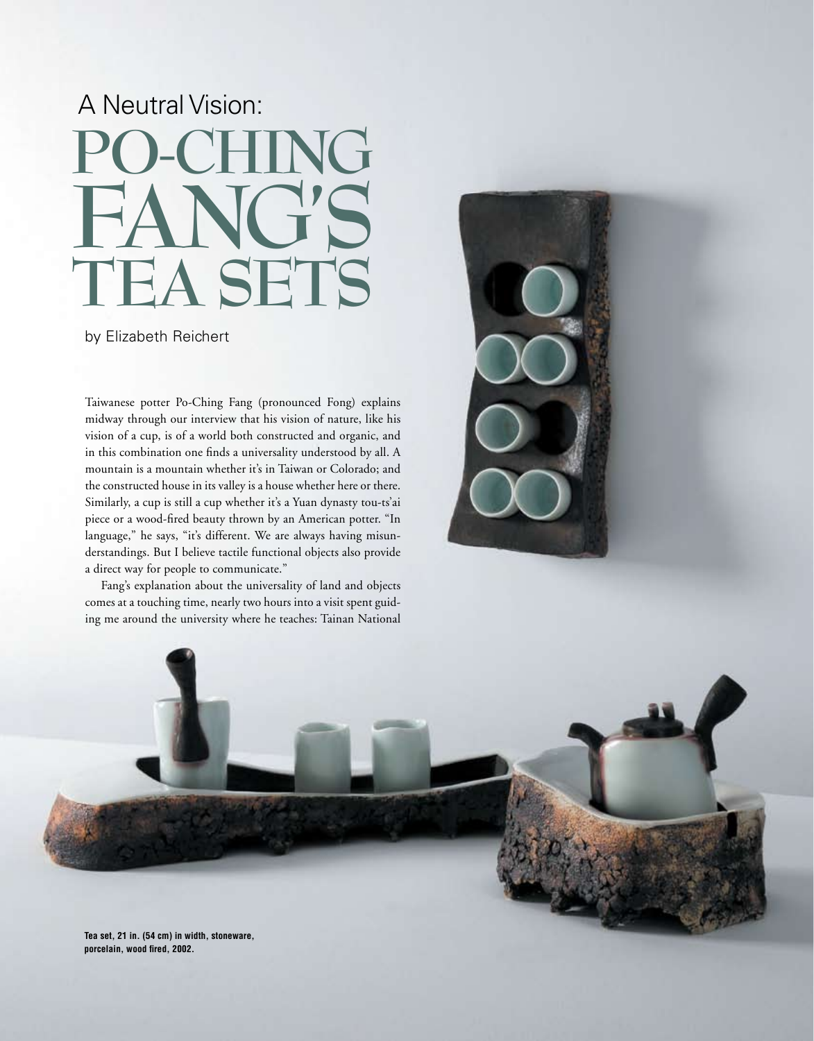# A Neutral Vision: PO-CHING FANG'S TEA SETS

by Elizabeth Reichert

Taiwanese potter Po-Ching Fang (pronounced Fong) explains midway through our interview that his vision of nature, like his vision of a cup, is of a world both constructed and organic, and in this combination one finds a universality understood by all. A mountain is a mountain whether it's in Taiwan or Colorado; and the constructed house in its valley is a house whether here or there. Similarly, a cup is still a cup whether it's a Yuan dynasty tou-ts'ai piece or a wood-fired beauty thrown by an American potter. "In language," he says, "it's different. We are always having misunderstandings. But I believe tactile functional objects also provide a direct way for people to communicate."

Fang's explanation about the universality of land and objects comes at a touching time, nearly two hours into a visit spent guiding me around the university where he teaches: Tainan National

**Tea set, 21 in. (54 cm) in width, stoneware, porcelain, wood fired, 2002.**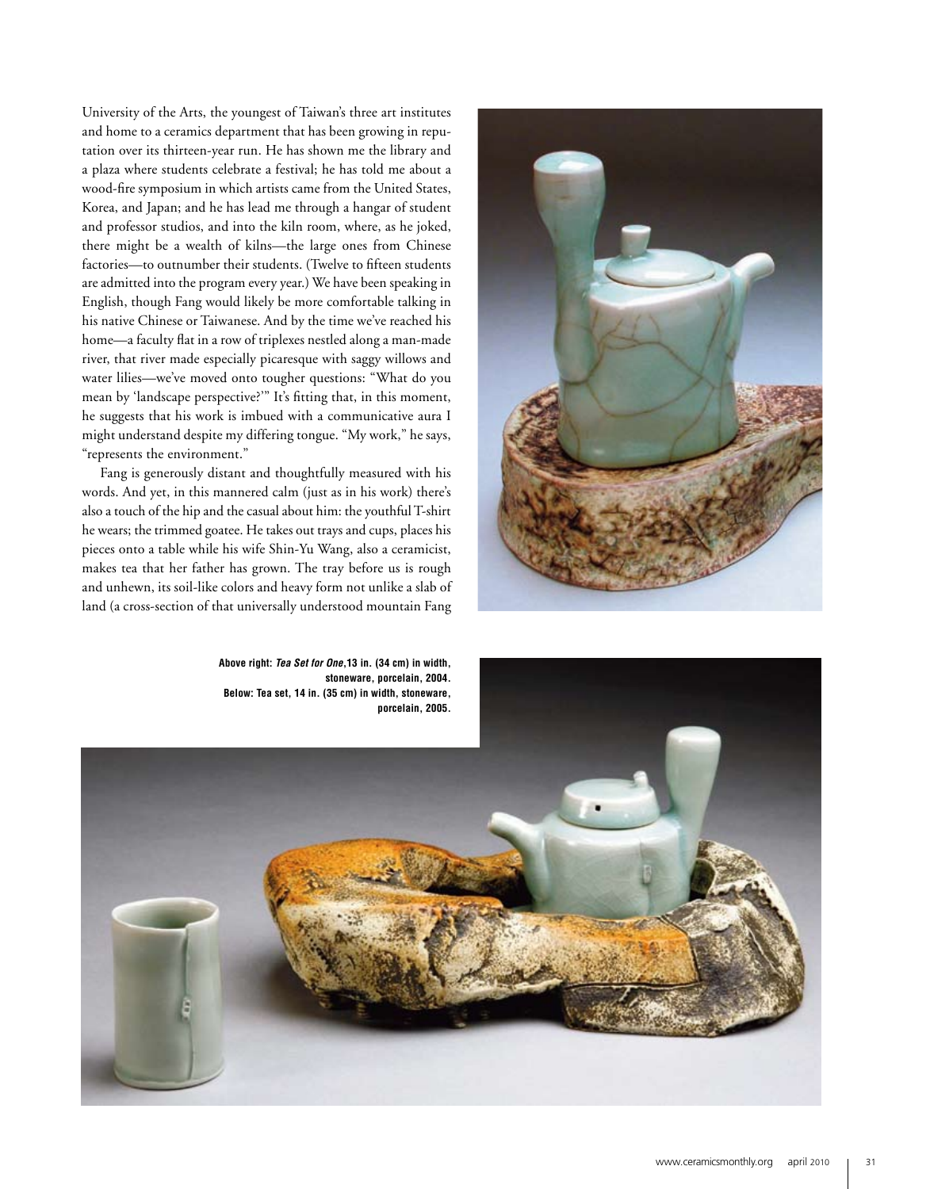University of the Arts, the youngest of Taiwan's three art institutes and home to a ceramics department that has been growing in reputation over its thirteen-year run. He has shown me the library and a plaza where students celebrate a festival; he has told me about a wood-fire symposium in which artists came from the United States, Korea, and Japan; and he has lead me through a hangar of student and professor studios, and into the kiln room, where, as he joked, there might be a wealth of kilns—the large ones from Chinese factories—to outnumber their students. (Twelve to fifteen students are admitted into the program every year.) We have been speaking in English, though Fang would likely be more comfortable talking in his native Chinese or Taiwanese. And by the time we've reached his home—a faculty flat in a row of triplexes nestled along a man-made river, that river made especially picaresque with saggy willows and water lilies—we've moved onto tougher questions: "What do you mean by 'landscape perspective?'" It's fitting that, in this moment, he suggests that his work is imbued with a communicative aura I might understand despite my differing tongue. "My work," he says, "represents the environment."

Fang is generously distant and thoughtfully measured with his words. And yet, in this mannered calm (just as in his work) there's also a touch of the hip and the casual about him: the youthful T-shirt he wears; the trimmed goatee. He takes out trays and cups, places his pieces onto a table while his wife Shin-Yu Wang, also a ceramicist, makes tea that her father has grown. The tray before us is rough and unhewn, its soil-like colors and heavy form not unlike a slab of land (a cross-section of that universally understood mountain Fang

**Above right: *Tea Set for One*, 13 in. (34 cm) in width, stoneware, porcelain, 2004.**
**Below: Tea set, 14 in. (35 cm) in width, stoneware, porcelain, 2005.**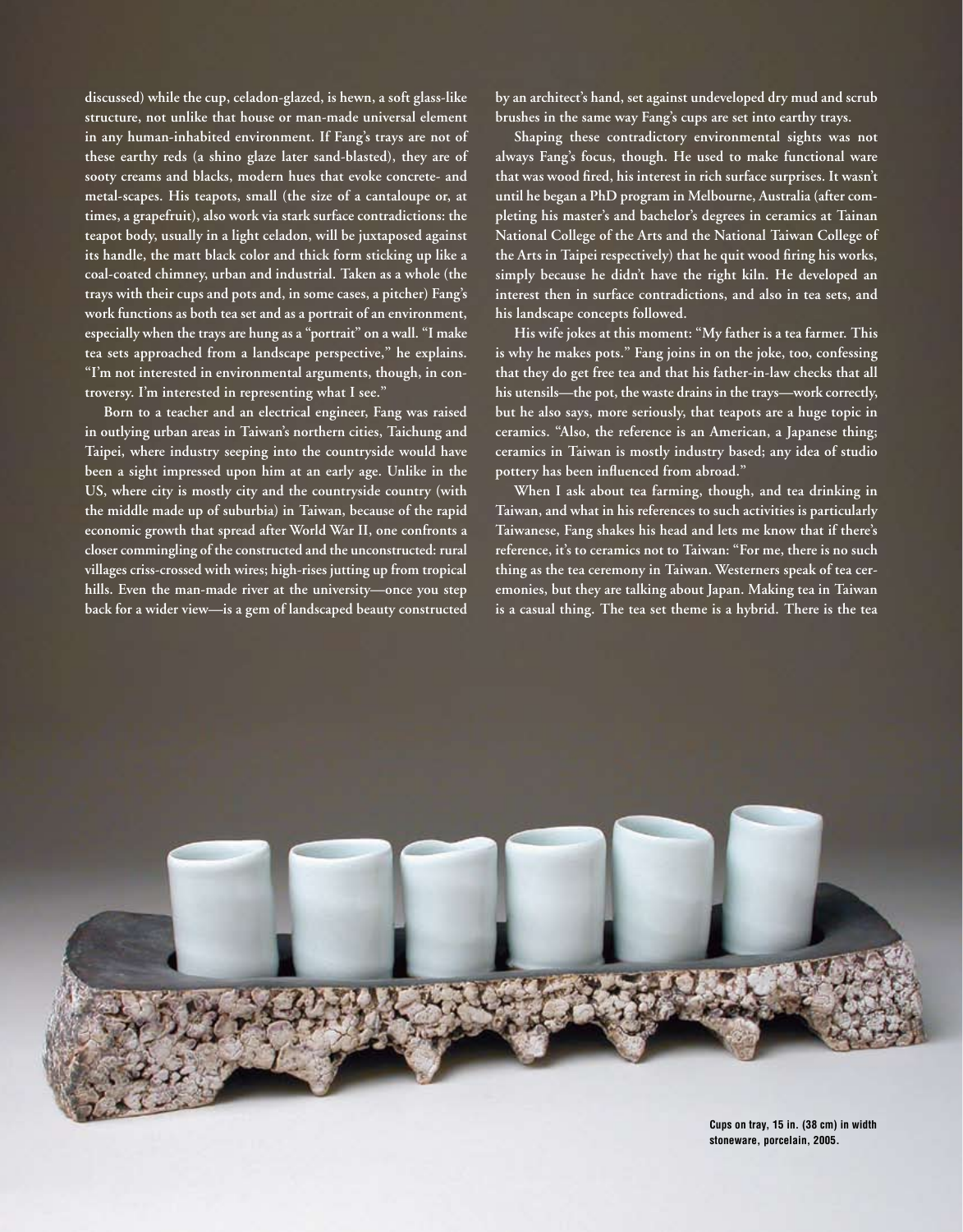discussed) while the cup, celadon-glazed, is hewn, a soft glass-like structure, not unlike that house or man-made universal element in any human-inhabited environment. If Fang's trays are not of these earthy reds (a shino glaze later sand-blasted), they are of sooty creams and blacks, modern hues that evoke concrete- and metal-scapes. His teapots, small (the size of a cantaloupe or, at times, a grapefruit), also work via stark surface contradictions: the teapot body, usually in a light celadon, will be juxtaposed against its handle, the matt black color and thick form sticking up like a coal-coated chimney, urban and industrial. Taken as a whole (the trays with their cups and pots and, in some cases, a pitcher) Fang's work functions as both tea set and as a portrait of an environment, especially when the trays are hung as a "portrait" on a wall. "I make tea sets approached from a landscape perspective," he explains. "I'm not interested in environmental arguments, though, in controversy. I'm interested in representing what I see."

Born to a teacher and an electrical engineer, Fang was raised in outlying urban areas in Taiwan's northern cities, Taichung and Taipei, where industry seeping into the countryside would have been a sight impressed upon him at an early age. Unlike in the US, where city is mostly city and the countryside country (with the middle made up of suburbia) in Taiwan, because of the rapid economic growth that spread after World War II, one confronts a closer commingling of the constructed and the unconstructed: rural villages criss-crossed with wires; high-rises jutting up from tropical hills. Even the man-made river at the university—once you step back for a wider view—is a gem of landscaped beauty constructed by an architect's hand, set against undeveloped dry mud and scrub brushes in the same way Fang's cups are set into earthy trays.

Shaping these contradictory environmental sights was not always Fang's focus, though. He used to make functional ware that was wood fired, his interest in rich surface surprises. It wasn't until he began a PhD program in Melbourne, Australia (after completing his master's and bachelor's degrees in ceramics at Tainan National College of the Arts and the National Taiwan College of the Arts in Taipei respectively) that he quit wood firing his works, simply because he didn't have the right kiln. He developed an interest then in surface contradictions, and also in tea sets, and his landscape concepts followed.

His wife jokes at this moment: "My father is a tea farmer. This is why he makes pots." Fang joins in on the joke, too, confessing that they do get free tea and that his father-in-law checks that all his utensils—the pot, the waste drains in the trays—work correctly, but he also says, more seriously, that teapots are a huge topic in ceramics. "Also, the reference is an American, a Japanese thing; ceramics in Taiwan is mostly industry based; any idea of studio pottery has been influenced from abroad."

When I ask about tea farming, though, and tea drinking in Taiwan, and what in his references to such activities is particularly Taiwanese, Fang shakes his head and lets me know that if there's reference, it's to ceramics not to Taiwan: "For me, there is no such thing as the tea ceremony in Taiwan. Westerners speak of tea ceremonies, but they are talking about Japan. Making tea in Taiwan is a casual thing. The tea set theme is a hybrid. There is the tea

**Cups on tray, 15 in. (38 cm) in width stoneware, porcelain, 2005.**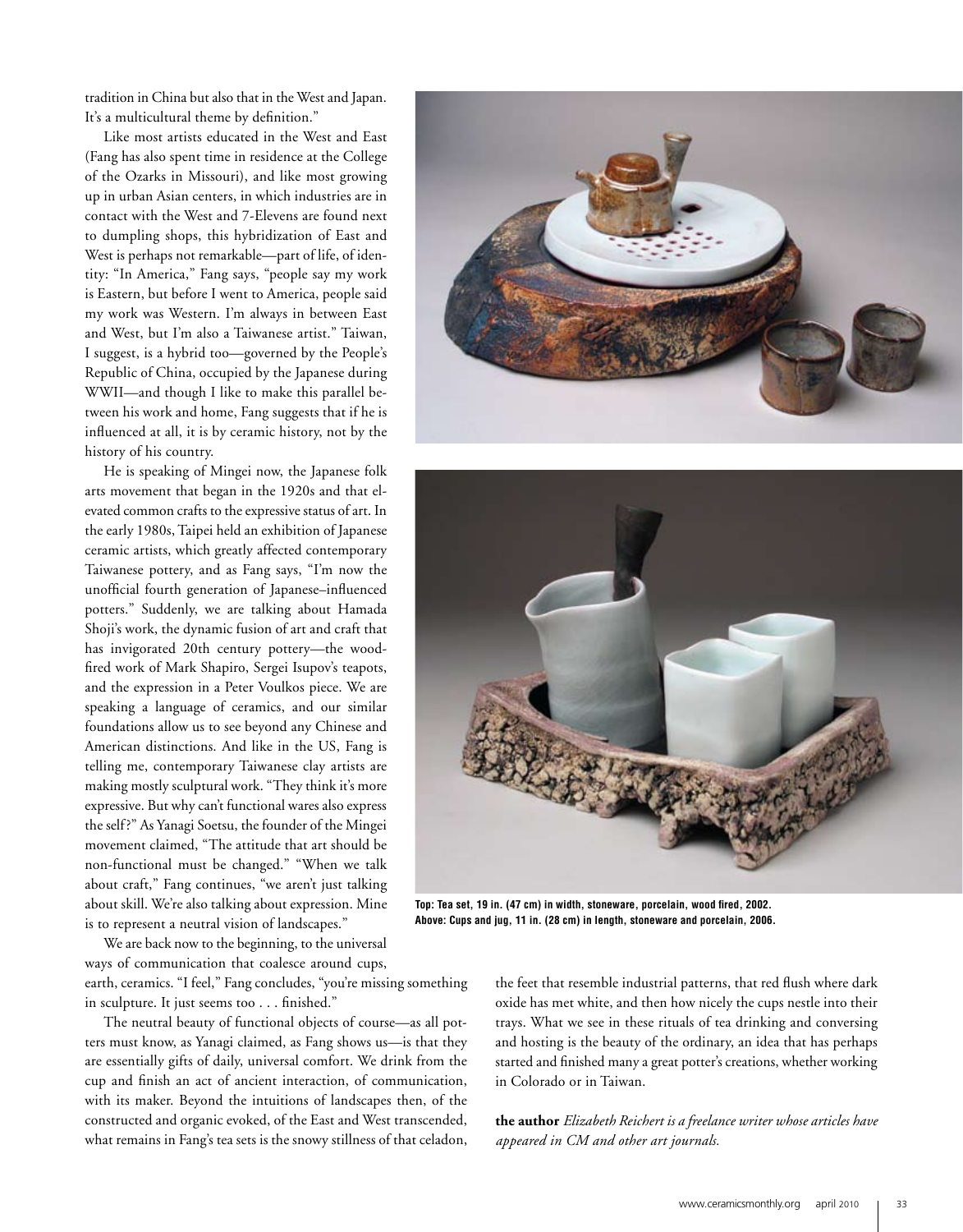tradition in China but also that in the West and Japan. It's a multicultural theme by definition."

Like most artists educated in the West and East (Fang has also spent time in residence at the College of the Ozarks in Missouri), and like most growing up in urban Asian centers, in which industries are in contact with the West and 7-Elevens are found next to dumpling shops, this hybridization of East and West is perhaps not remarkable—part of life, of identity: "In America," Fang says, "people say my work is Eastern, but before I went to America, people said my work was Western. I'm always in between East and West, but I'm also a Taiwanese artist." Taiwan, I suggest, is a hybrid too—governed by the People's Republic of China, occupied by the Japanese during WWII—and though I like to make this parallel between his work and home, Fang suggests that if he is influenced at all, it is by ceramic history, not by the history of his country.

He is speaking of Mingei now, the Japanese folk arts movement that began in the 1920s and that elevated common crafts to the expressive status of art. In the early 1980s, Taipei held an exhibition of Japanese ceramic artists, which greatly affected contemporary Taiwanese pottery, and as Fang says, "I'm now the unofficial fourth generation of Japanese–influenced potters." Suddenly, we are talking about Hamada Shoji's work, the dynamic fusion of art and craft that has invigorated 20th century pottery—the wood-fired work of Mark Shapiro, Sergei Isupov's teapots, and the expression in a Peter Voulkos piece. We are speaking a language of ceramics, and our similar foundations allow us to see beyond any Chinese and American distinctions. And like in the US, Fang is telling me, contemporary Taiwanese clay artists are making mostly sculptural work. "They think it's more expressive. But why can't functional wares also express the self?" As Yanagi Soetsu, the founder of the Mingei movement claimed, "The attitude that art should be non-functional must be changed." "When we talk about craft," Fang continues, "we aren't just talking about skill. We're also talking about expression. Mine is to represent a neutral vision of landscapes."

We are back now to the beginning, to the universal ways of communication that coalesce around cups, earth, ceramics. "I feel," Fang concludes, "you're missing something in sculpture. It just seems too . . . finished."

The neutral beauty of functional objects of course—as all potters must know, as Yanagi claimed, as Fang shows us—is that they are essentially gifts of daily, universal comfort. We drink from the cup and finish an act of ancient interaction, of communication, with its maker. Beyond the intuitions of landscapes then, of the constructed and organic evoked, of the East and West transcended, what remains in Fang's tea sets is the snowy stillness of that celadon, the feet that resemble industrial patterns, that red flush where dark oxide has met white, and then how nicely the cups nestle into their trays. What we see in these rituals of tea drinking and conversing and hosting is the beauty of the ordinary, an idea that has perhaps started and finished many a great potter's creations, whether working in Colorado or in Taiwan.

**Top: Tea set, 19 in. (47 cm) in width, stoneware, porcelain, wood fired, 2002.**
**Above: Cups and jug, 11 in. (28 cm) in length, stoneware and porcelain, 2006.**

**the author** *Elizabeth Reichert is a freelance writer whose articles have appeared in CM and other art journals.*